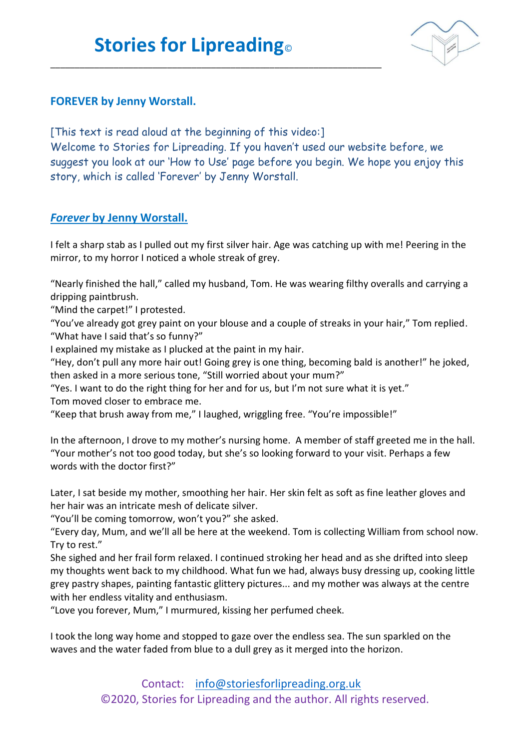# Stories for Lipreading©

**FOREVER by Jenny Worstall.**

[This text is read aloud at the beginning of this video:]
Welcome to Stories for Lipreading. If you haven't used our website before, we suggest you look at our 'How to Use' page before you begin. We hope you enjoy this story, which is called 'Forever' by Jenny Worstall.

## ***Forever* by Jenny Worstall.**

I felt a sharp stab as I pulled out my first silver hair. Age was catching up with me! Peering in the mirror, to my horror I noticed a whole streak of grey.

"Nearly finished the hall," called my husband, Tom. He was wearing filthy overalls and carrying a dripping paintbrush.
"Mind the carpet!" I protested.
"You've already got grey paint on your blouse and a couple of streaks in your hair," Tom replied. "What have I said that's so funny?"
I explained my mistake as I plucked at the paint in my hair.
"Hey, don't pull any more hair out! Going grey is one thing, becoming bald is another!" he joked, then asked in a more serious tone, "Still worried about your mum?"
"Yes. I want to do the right thing for her and for us, but I'm not sure what it is yet."
Tom moved closer to embrace me.
"Keep that brush away from me," I laughed, wriggling free. "You're impossible!"

In the afternoon, I drove to my mother's nursing home. A member of staff greeted me in the hall. "Your mother's not too good today, but she's so looking forward to your visit. Perhaps a few words with the doctor first?"

Later, I sat beside my mother, smoothing her hair. Her skin felt as soft as fine leather gloves and her hair was an intricate mesh of delicate silver.
"You'll be coming tomorrow, won't you?" she asked.
"Every day, Mum, and we'll all be here at the weekend. Tom is collecting William from school now. Try to rest."
She sighed and her frail form relaxed. I continued stroking her head and as she drifted into sleep my thoughts went back to my childhood. What fun we had, always busy dressing up, cooking little grey pastry shapes, painting fantastic glittery pictures... and my mother was always at the centre with her endless vitality and enthusiasm.
"Love you forever, Mum," I murmured, kissing her perfumed cheek.

I took the long way home and stopped to gaze over the endless sea. The sun sparkled on the waves and the water faded from blue to a dull grey as it merged into the horizon.

Contact: info@storiesforlipreading.org.uk
©2020, Stories for Lipreading and the author. All rights reserved.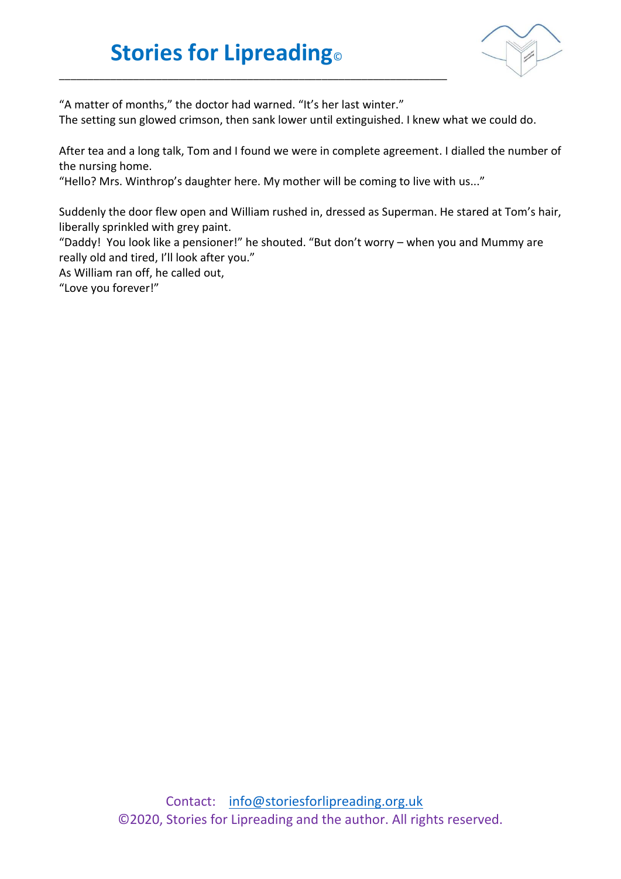"A matter of months," the doctor had warned. "It's her last winter."
The setting sun glowed crimson, then sank lower until extinguished. I knew what we could do.

After tea and a long talk, Tom and I found we were in complete agreement. I dialled the number of the nursing home.
"Hello? Mrs. Winthrop's daughter here. My mother will be coming to live with us..."

Suddenly the door flew open and William rushed in, dressed as Superman. He stared at Tom's hair, liberally sprinkled with grey paint.
"Daddy! You look like a pensioner!" he shouted. "But don't worry – when you and Mummy are really old and tired, I'll look after you."
As William ran off, he called out,
"Love you forever!"